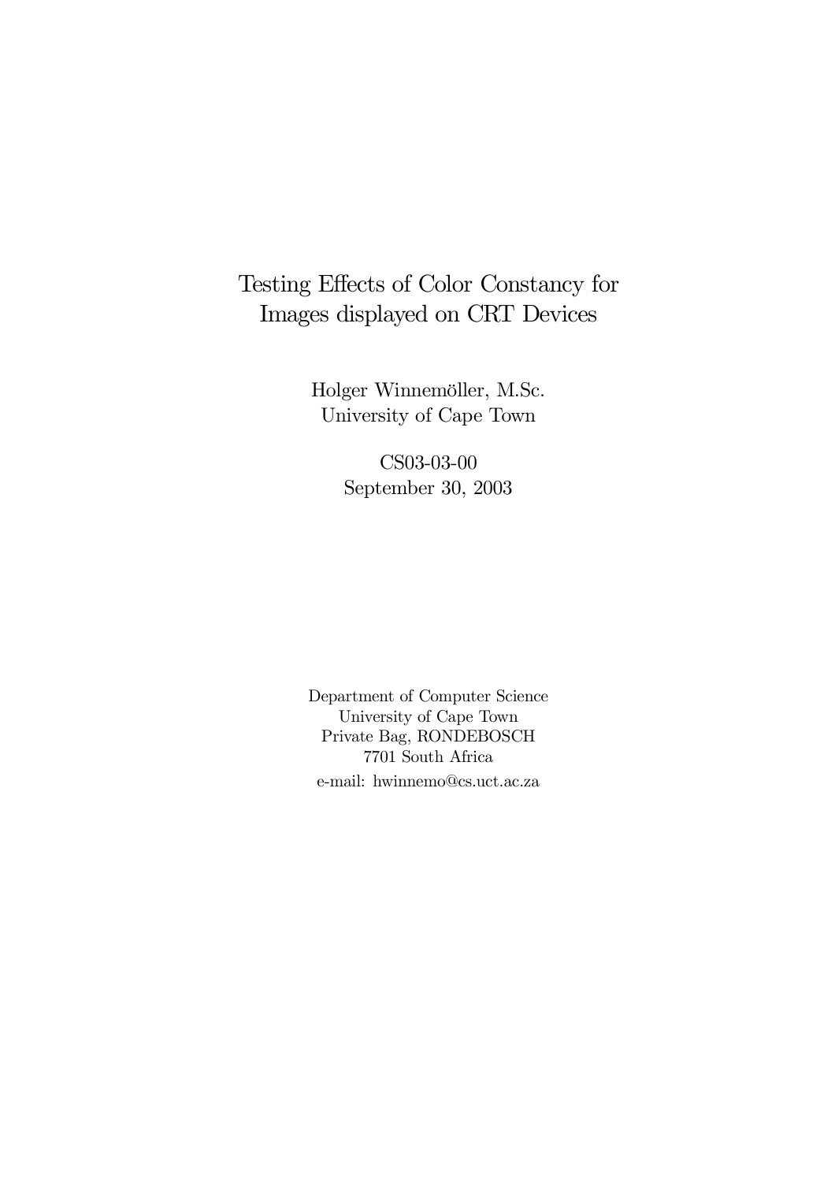# Testing Effects of Color Constancy for Images displayed on CRT Devices

Holger Winnemöller, M.Sc.
University of Cape Town

CS03-03-00
September 30, 2003

Department of Computer Science
University of Cape Town
Private Bag, RONDEBOSCH
7701 South Africa
e-mail: hwinnemo@cs.uct.ac.za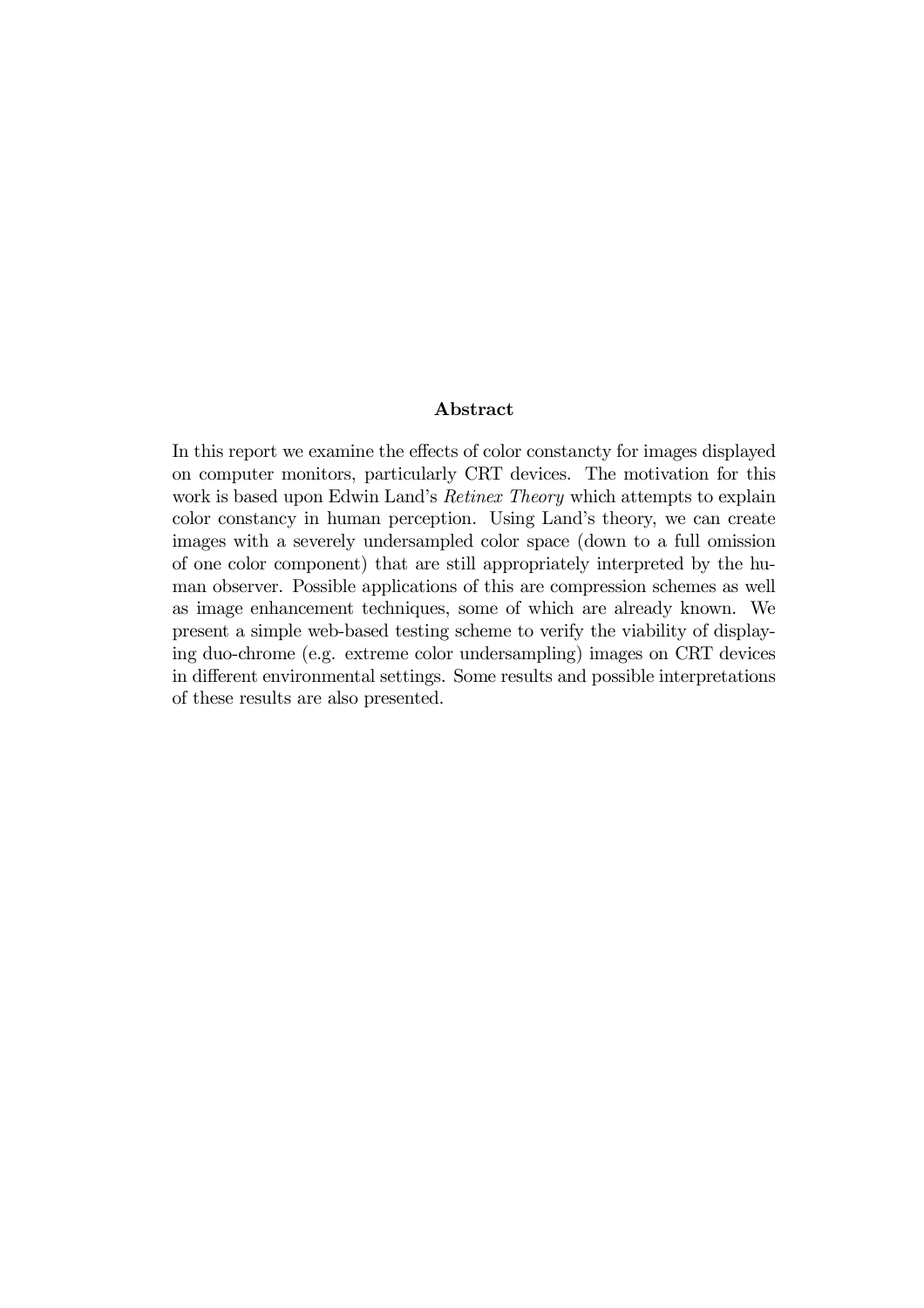## Abstract

In this report we examine the effects of color constancty for images displayed on computer monitors, particularly CRT devices. The motivation for this work is based upon Edwin Land's *Retinex Theory* which attempts to explain color constancy in human perception. Using Land's theory, we can create images with a severely undersampled color space (down to a full omission of one color component) that are still appropriately interpreted by the human observer. Possible applications of this are compression schemes as well as image enhancement techniques, some of which are already known. We present a simple web-based testing scheme to verify the viability of displaying duo-chrome (e.g. extreme color undersampling) images on CRT devices in different environmental settings. Some results and possible interpretations of these results are also presented.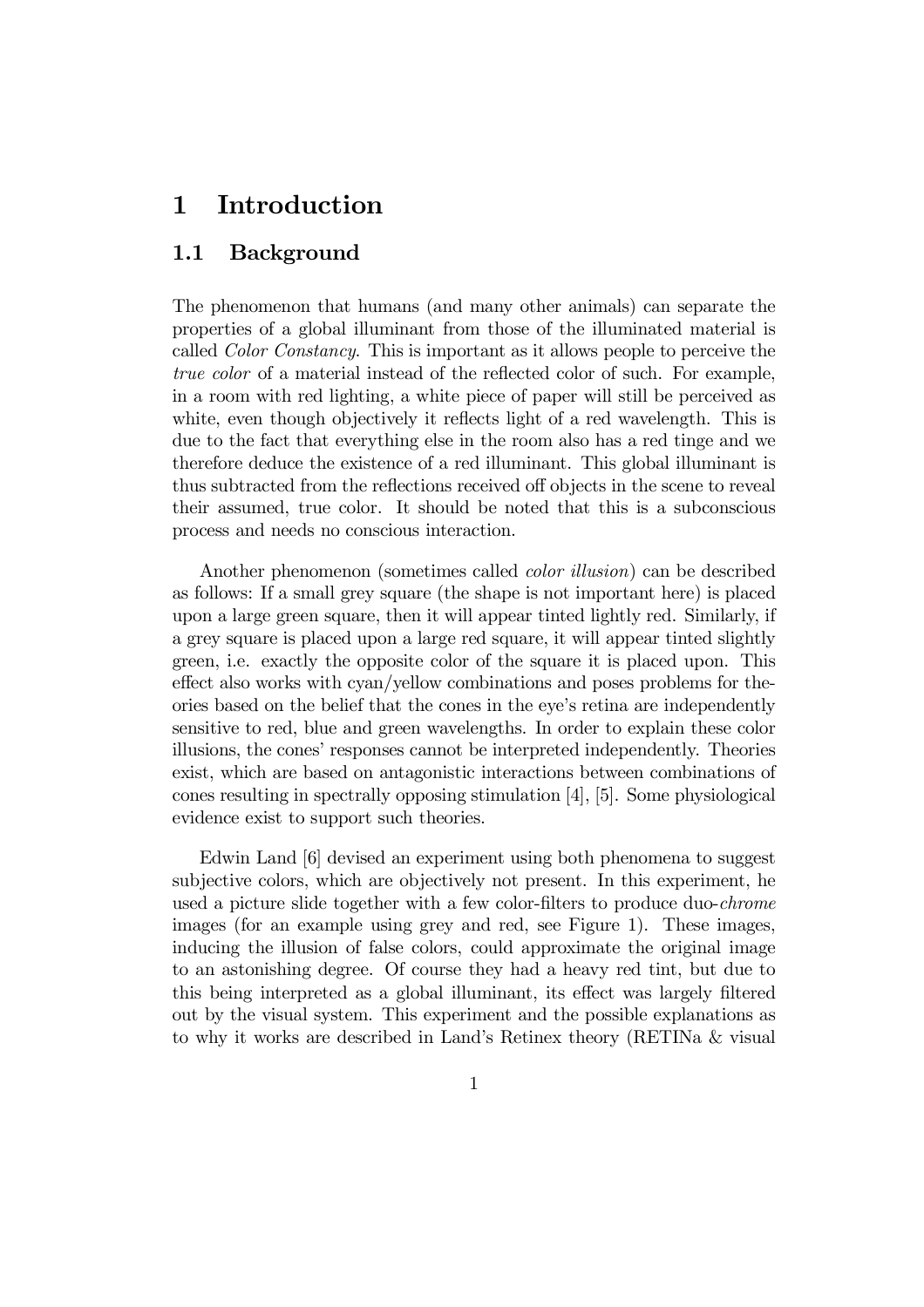# 1 Introduction

## 1.1 Background

The phenomenon that humans (and many other animals) can separate the properties of a global illuminant from those of the illuminated material is called *Color Constancy*. This is important as it allows people to perceive the *true color* of a material instead of the reflected color of such. For example, in a room with red lighting, a white piece of paper will still be perceived as white, even though objectively it reflects light of a red wavelength. This is due to the fact that everything else in the room also has a red tinge and we therefore deduce the existence of a red illuminant. This global illuminant is thus subtracted from the reflections received off objects in the scene to reveal their assumed, true color. It should be noted that this is a subconscious process and needs no conscious interaction.

Another phenomenon (sometimes called *color illusion*) can be described as follows: If a small grey square (the shape is not important here) is placed upon a large green square, then it will appear tinted lightly red. Similarly, if a grey square is placed upon a large red square, it will appear tinted slightly green, i.e. exactly the opposite color of the square it is placed upon. This effect also works with cyan/yellow combinations and poses problems for theories based on the belief that the cones in the eye's retina are independently sensitive to red, blue and green wavelengths. In order to explain these color illusions, the cones' responses cannot be interpreted independently. Theories exist, which are based on antagonistic interactions between combinations of cones resulting in spectrally opposing stimulation [4], [5]. Some physiological evidence exist to support such theories.

Edwin Land [6] devised an experiment using both phenomena to suggest subjective colors, which are objectively not present. In this experiment, he used a picture slide together with a few color-filters to produce duo-*chrome* images (for an example using grey and red, see Figure 1). These images, inducing the illusion of false colors, could approximate the original image to an astonishing degree. Of course they had a heavy red tint, but due to this being interpreted as a global illuminant, its effect was largely filtered out by the visual system. This experiment and the possible explanations as to why it works are described in Land's Retinex theory (RETINa & visual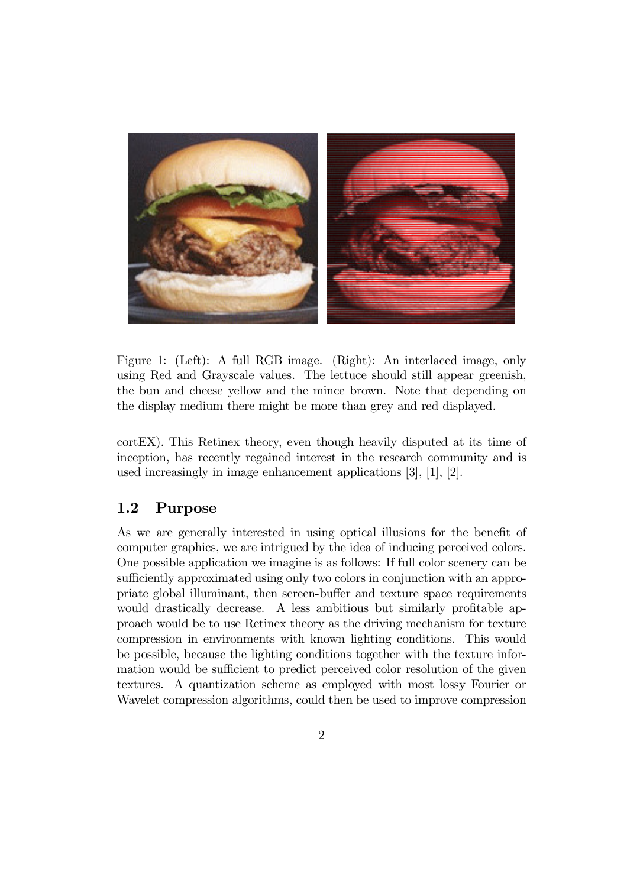Figure 1: (Left): A full RGB image. (Right): An interlaced image, only using Red and Grayscale values. The lettuce should still appear greenish, the bun and cheese yellow and the mince brown. Note that depending on the display medium there might be more than grey and red displayed.

cortEX). This Retinex theory, even though heavily disputed at its time of inception, has recently regained interest in the research community and is used increasingly in image enhancement applications [3], [1], [2].

## 1.2 Purpose

As we are generally interested in using optical illusions for the benefit of computer graphics, we are intrigued by the idea of inducing perceived colors. One possible application we imagine is as follows: If full color scenery can be sufficiently approximated using only two colors in conjunction with an appropriate global illuminant, then screen-buffer and texture space requirements would drastically decrease. A less ambitious but similarly profitable approach would be to use Retinex theory as the driving mechanism for texture compression in environments with known lighting conditions. This would be possible, because the lighting conditions together with the texture information would be sufficient to predict perceived color resolution of the given textures. A quantization scheme as employed with most lossy Fourier or Wavelet compression algorithms, could then be used to improve compression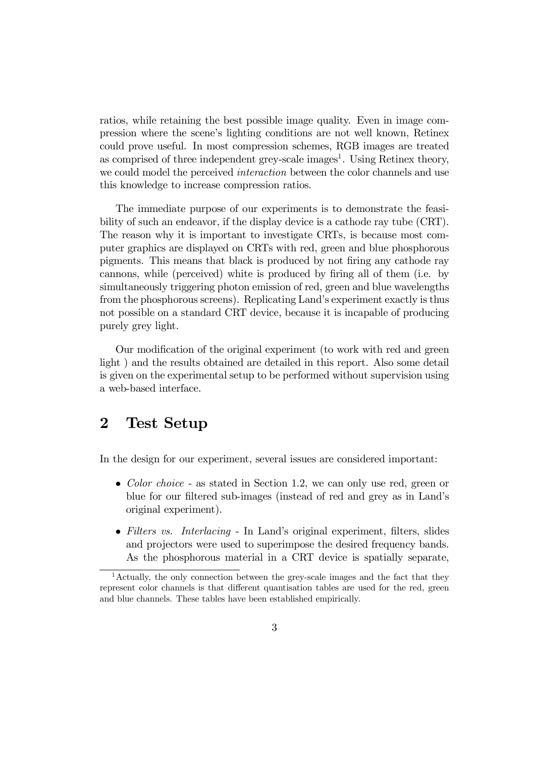ratios, while retaining the best possible image quality. Even in image compression where the scene's lighting conditions are not well known, Retinex could prove useful. In most compression schemes, RGB images are treated as comprised of three independent grey-scale images[1]. Using Retinex theory, we could model the perceived *interaction* between the color channels and use this knowledge to increase compression ratios.

The immediate purpose of our experiments is to demonstrate the feasibility of such an endeavor, if the display device is a cathode ray tube (CRT). The reason why it is important to investigate CRTs, is because most computer graphics are displayed on CRTs with red, green and blue phosphorous pigments. This means that black is produced by not firing any cathode ray cannons, while (perceived) white is produced by firing all of them (i.e. by simultaneously triggering photon emission of red, green and blue wavelengths from the phosphorous screens). Replicating Land's experiment exactly is thus not possible on a standard CRT device, because it is incapable of producing purely grey light.

Our modification of the original experiment (to work with red and green light ) and the results obtained are detailed in this report. Also some detail is given on the experimental setup to be performed without supervision using a web-based interface.

## 2 Test Setup

In the design for our experiment, several issues are considered important:

- *Color choice* - as stated in Section 1.2, we can only use red, green or blue for our filtered sub-images (instead of red and grey as in Land's original experiment).
- *Filters vs. Interlacing* - In Land's original experiment, filters, slides and projectors were used to superimpose the desired frequency bands. As the phosphorous material in a CRT device is spatially separate,

[1] Actually, the only connection between the grey-scale images and the fact that they represent color channels is that different quantisation tables are used for the red, green and blue channels. These tables have been established empirically.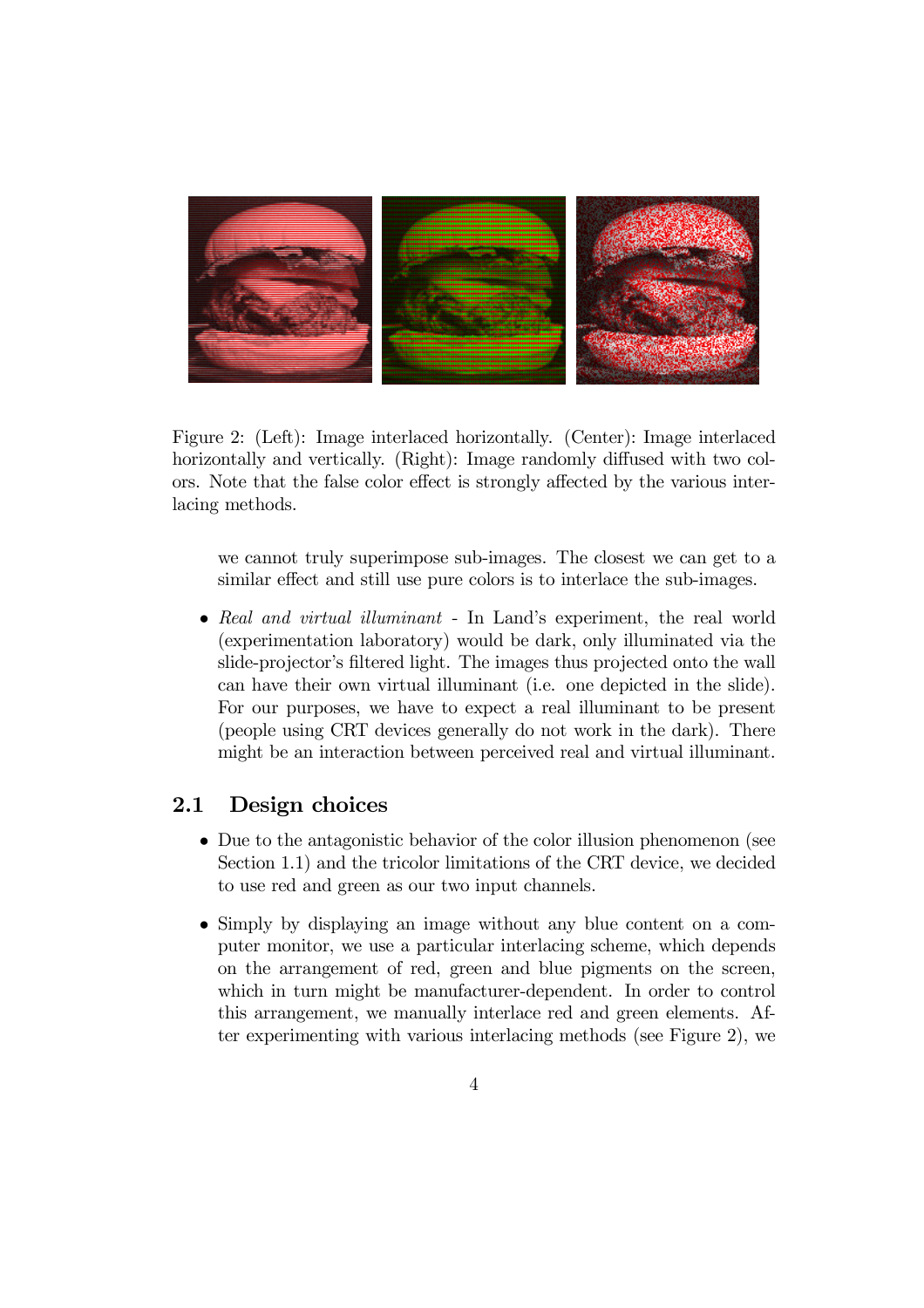Figure 2: (Left): Image interlaced horizontally. (Center): Image interlaced horizontally and vertically. (Right): Image randomly diffused with two colors. Note that the false color effect is strongly affected by the various interlacing methods.

we cannot truly superimpose sub-images. The closest we can get to a similar effect and still use pure colors is to interlace the sub-images.

- *Real and virtual illuminant* - In Land's experiment, the real world (experimentation laboratory) would be dark, only illuminated via the slide-projector's filtered light. The images thus projected onto the wall can have their own virtual illuminant (i.e. one depicted in the slide). For our purposes, we have to expect a real illuminant to be present (people using CRT devices generally do not work in the dark). There might be an interaction between perceived real and virtual illuminant.

## 2.1 Design choices

- Due to the antagonistic behavior of the color illusion phenomenon (see Section 1.1) and the tricolor limitations of the CRT device, we decided to use red and green as our two input channels.
- Simply by displaying an image without any blue content on a computer monitor, we use a particular interlacing scheme, which depends on the arrangement of red, green and blue pigments on the screen, which in turn might be manufacturer-dependent. In order to control this arrangement, we manually interlace red and green elements. After experimenting with various interlacing methods (see Figure 2), we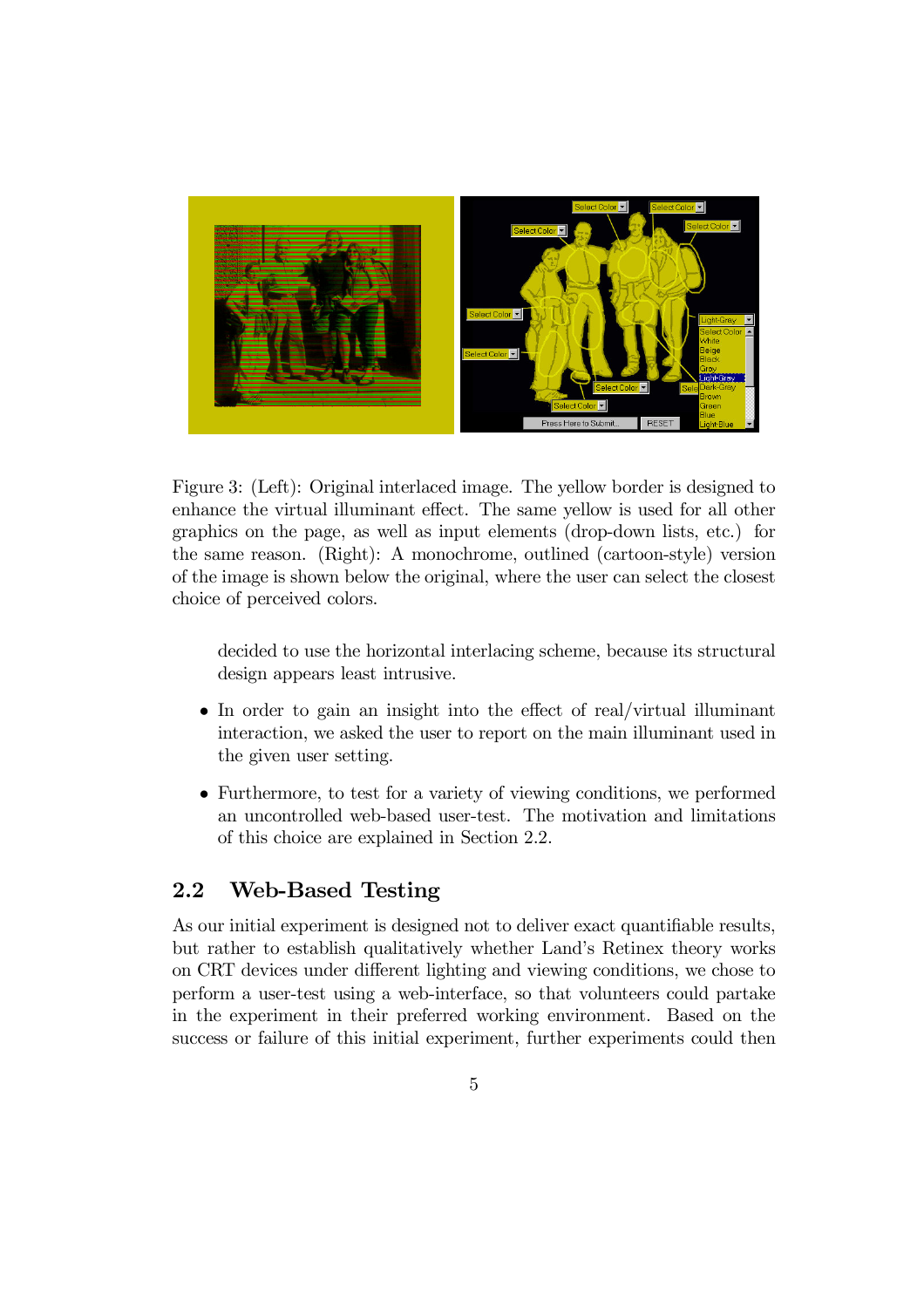Figure 3: (Left): Original interlaced image. The yellow border is designed to enhance the virtual illuminant effect. The same yellow is used for all other graphics on the page, as well as input elements (drop-down lists, etc.) for the same reason. (Right): A monochrome, outlined (cartoon-style) version of the image is shown below the original, where the user can select the closest choice of perceived colors.

decided to use the horizontal interlacing scheme, because its structural design appears least intrusive.

- In order to gain an insight into the effect of real/virtual illuminant interaction, we asked the user to report on the main illuminant used in the given user setting.
- Furthermore, to test for a variety of viewing conditions, we performed an uncontrolled web-based user-test. The motivation and limitations of this choice are explained in Section 2.2.

## 2.2 Web-Based Testing

As our initial experiment is designed not to deliver exact quantifiable results, but rather to establish qualitatively whether Land's Retinex theory works on CRT devices under different lighting and viewing conditions, we chose to perform a user-test using a web-interface, so that volunteers could partake in the experiment in their preferred working environment. Based on the success or failure of this initial experiment, further experiments could then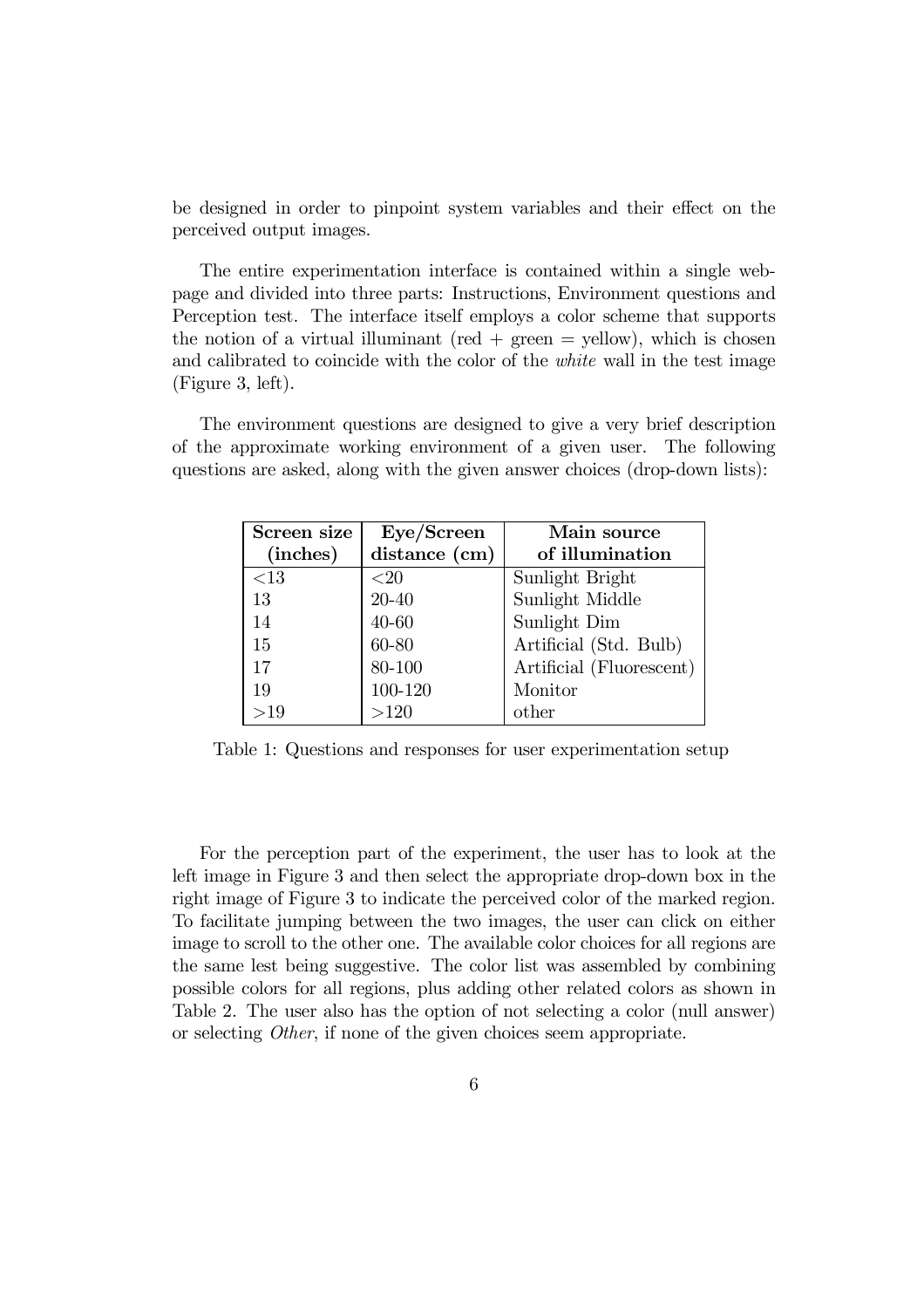be designed in order to pinpoint system variables and their effect on the perceived output images.

The entire experimentation interface is contained within a single webpage and divided into three parts: Instructions, Environment questions and Perception test. The interface itself employs a color scheme that supports the notion of a virtual illuminant (red + green = yellow), which is chosen and calibrated to coincide with the color of the *white* wall in the test image (Figure 3, left).

The environment questions are designed to give a very brief description of the approximate working environment of a given user. The following questions are asked, along with the given answer choices (drop-down lists):

| **Screen size (inches)** | **Eye/Screen distance (cm)** | **Main source of illumination** |
|---|---|---|
| <13 | <20 | Sunlight Bright |
| 13 | 20-40 | Sunlight Middle |
| 14 | 40-60 | Sunlight Dim |
| 15 | 60-80 | Artificial (Std. Bulb) |
| 17 | 80-100 | Artificial (Fluorescent) |
| 19 | 100-120 | Monitor |
| >19 | >120 | other |

Table 1: Questions and responses for user experimentation setup

For the perception part of the experiment, the user has to look at the left image in Figure 3 and then select the appropriate drop-down box in the right image of Figure 3 to indicate the perceived color of the marked region. To facilitate jumping between the two images, the user can click on either image to scroll to the other one. The available color choices for all regions are the same lest being suggestive. The color list was assembled by combining possible colors for all regions, plus adding other related colors as shown in Table 2. The user also has the option of not selecting a color (null answer) or selecting *Other*, if none of the given choices seem appropriate.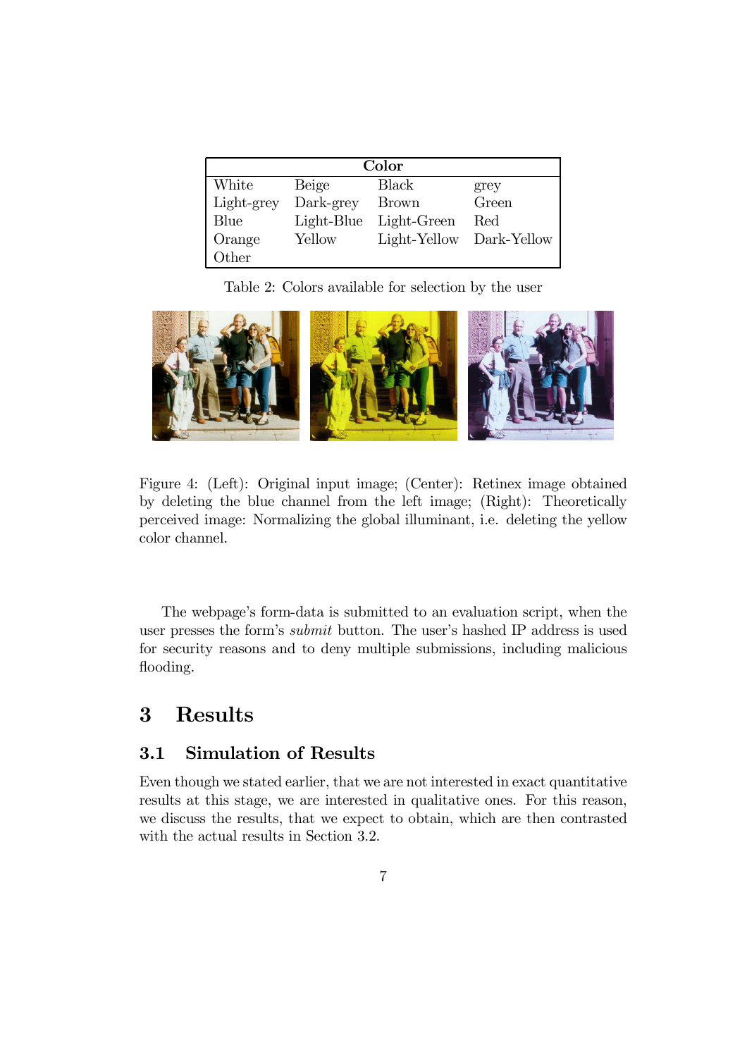| Color | | | |
|---|---|---|---|
| White | Beige | Black | grey |
| Light-grey | Dark-grey | Brown | Green |
| Blue | Light-Blue | Light-Green | Red |
| Orange | Yellow | Light-Yellow | Dark-Yellow |
| Other | | | |

Table 2: Colors available for selection by the user

Figure 4: (Left): Original input image; (Center): Retinex image obtained by deleting the blue channel from the left image; (Right): Theoretically perceived image: Normalizing the global illuminant, i.e. deleting the yellow color channel.

The webpage's form-data is submitted to an evaluation script, when the user presses the form's *submit* button. The user's hashed IP address is used for security reasons and to deny multiple submissions, including malicious flooding.

## 3 Results

### 3.1 Simulation of Results

Even though we stated earlier, that we are not interested in exact quantitative results at this stage, we are interested in qualitative ones. For this reason, we discuss the results, that we expect to obtain, which are then contrasted with the actual results in Section 3.2.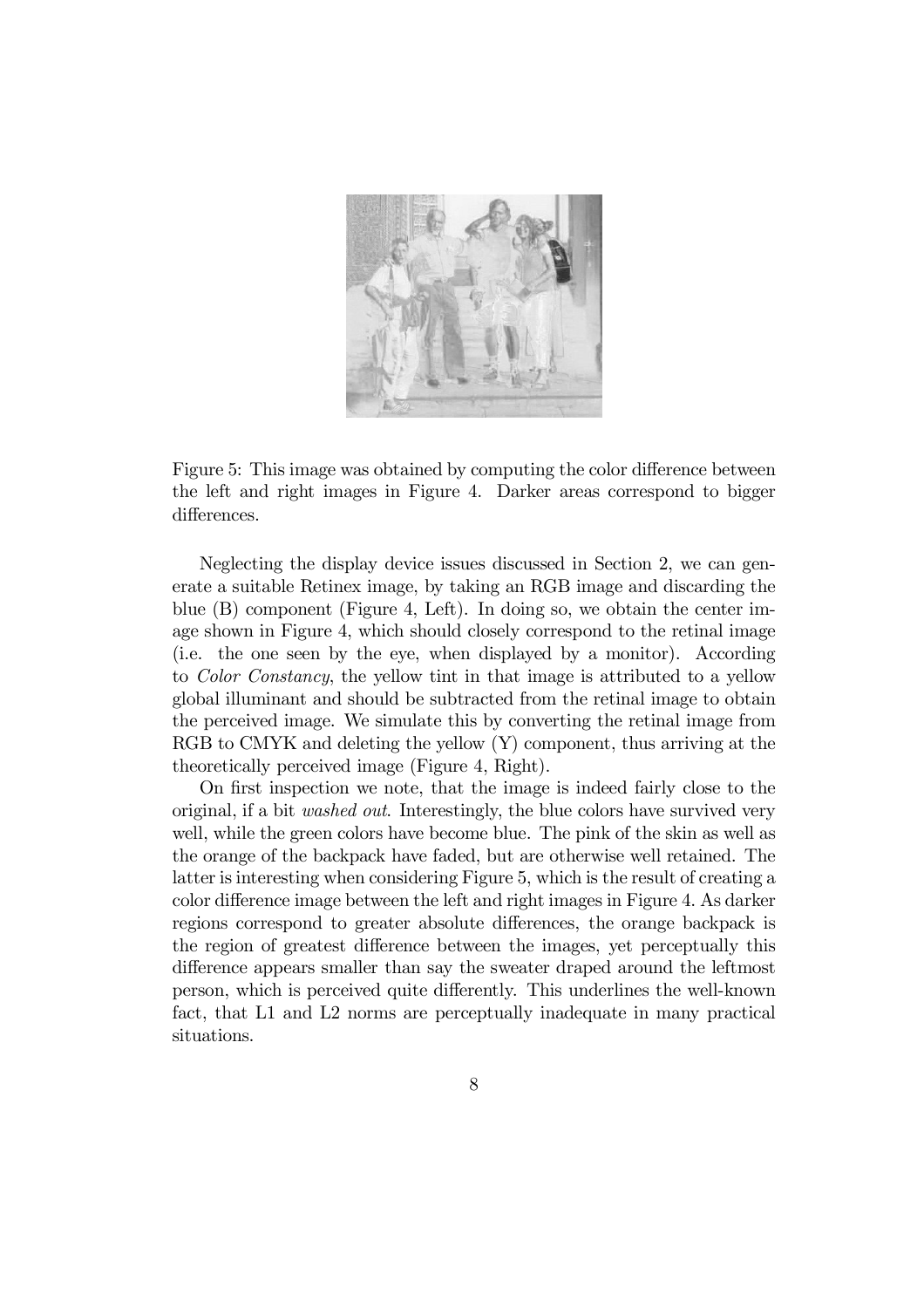Figure 5: This image was obtained by computing the color difference between the left and right images in Figure 4. Darker areas correspond to bigger differences.

Neglecting the display device issues discussed in Section 2, we can generate a suitable Retinex image, by taking an RGB image and discarding the blue (B) component (Figure 4, Left). In doing so, we obtain the center image shown in Figure 4, which should closely correspond to the retinal image (i.e. the one seen by the eye, when displayed by a monitor). According to *Color Constancy*, the yellow tint in that image is attributed to a yellow global illuminant and should be subtracted from the retinal image to obtain the perceived image. We simulate this by converting the retinal image from RGB to CMYK and deleting the yellow (Y) component, thus arriving at the theoretically perceived image (Figure 4, Right).

On first inspection we note, that the image is indeed fairly close to the original, if a bit *washed out*. Interestingly, the blue colors have survived very well, while the green colors have become blue. The pink of the skin as well as the orange of the backpack have faded, but are otherwise well retained. The latter is interesting when considering Figure 5, which is the result of creating a color difference image between the left and right images in Figure 4. As darker regions correspond to greater absolute differences, the orange backpack is the region of greatest difference between the images, yet perceptually this difference appears smaller than say the sweater draped around the leftmost person, which is perceived quite differently. This underlines the well-known fact, that L1 and L2 norms are perceptually inadequate in many practical situations.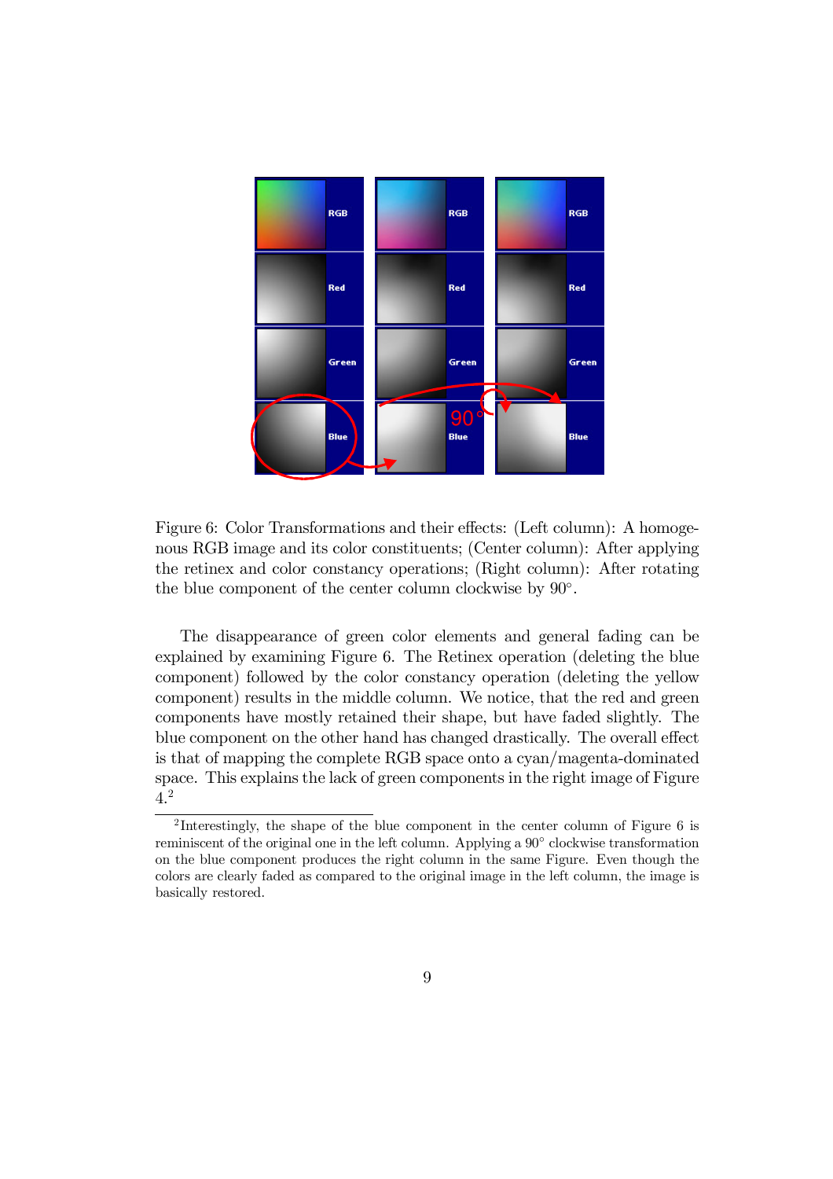Figure 6: Color Transformations and their effects: (Left column): A homogenous RGB image and its color constituents; (Center column): After applying the retinex and color constancy operations; (Right column): After rotating the blue component of the center column clockwise by $90^\circ$.

The disappearance of green color elements and general fading can be explained by examining Figure 6. The Retinex operation (deleting the blue component) followed by the color constancy operation (deleting the yellow component) results in the middle column. We notice, that the red and green components have mostly retained their shape, but have faded slightly. The blue component on the other hand has changed drastically. The overall effect is that of mapping the complete RGB space onto a cyan/magenta-dominated space. This explains the lack of green components in the right image of Figure 4.[2]

[2]Interestingly, the shape of the blue component in the center column of Figure 6 is reminiscent of the original one in the left column. Applying a $90^\circ$ clockwise transformation on the blue component produces the right column in the same Figure. Even though the colors are clearly faded as compared to the original image in the left column, the image is basically restored.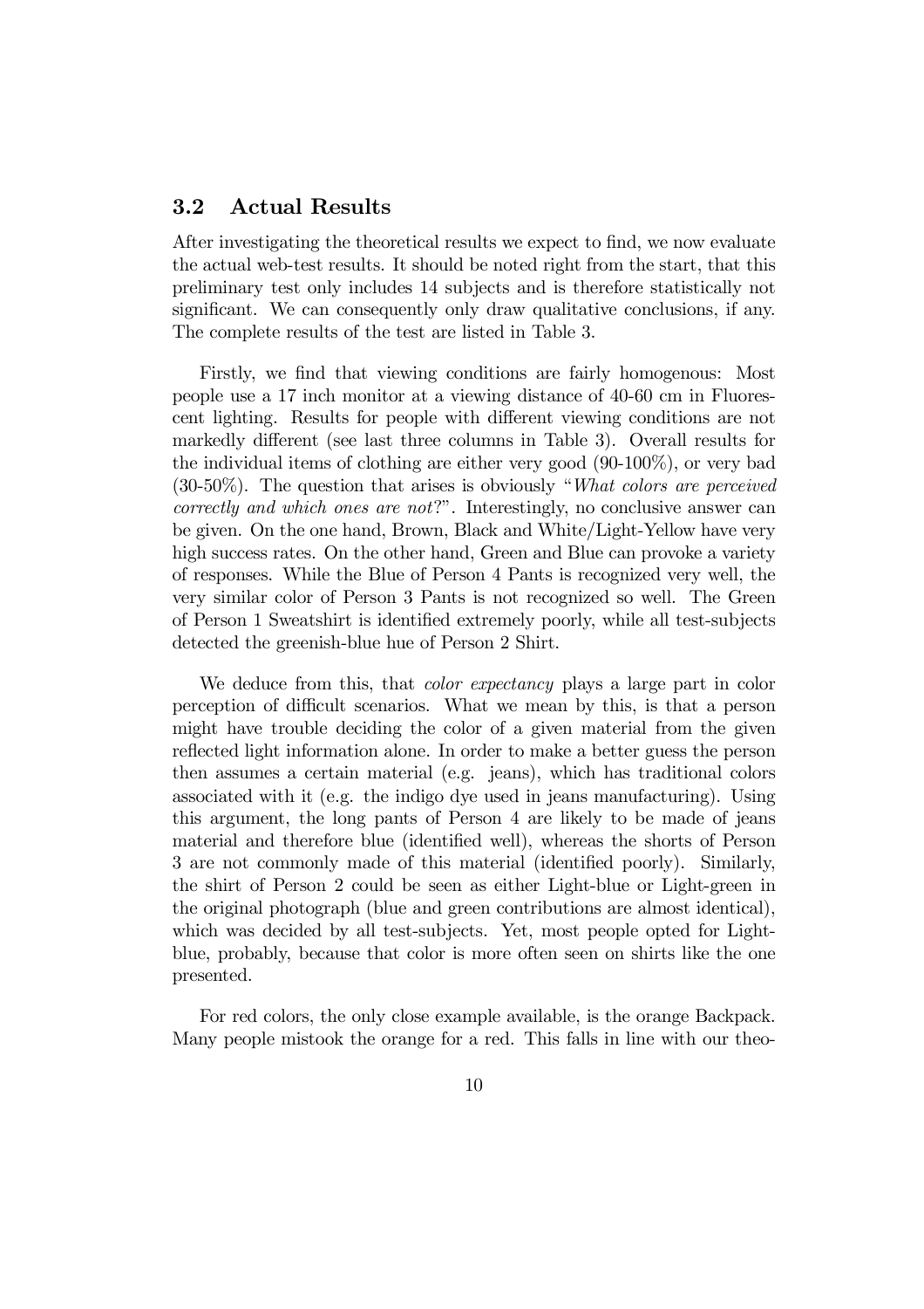## 3.2 Actual Results

After investigating the theoretical results we expect to find, we now evaluate the actual web-test results. It should be noted right from the start, that this preliminary test only includes 14 subjects and is therefore statistically not significant. We can consequently only draw qualitative conclusions, if any. The complete results of the test are listed in Table 3.

Firstly, we find that viewing conditions are fairly homogenous: Most people use a 17 inch monitor at a viewing distance of 40-60 cm in Fluorescent lighting. Results for people with different viewing conditions are not markedly different (see last three columns in Table 3). Overall results for the individual items of clothing are either very good (90-100%), or very bad (30-50%). The question that arises is obviously "*What colors are perceived correctly and which ones are not*?". Interestingly, no conclusive answer can be given. On the one hand, Brown, Black and White/Light-Yellow have very high success rates. On the other hand, Green and Blue can provoke a variety of responses. While the Blue of Person 4 Pants is recognized very well, the very similar color of Person 3 Pants is not recognized so well. The Green of Person 1 Sweatshirt is identified extremely poorly, while all test-subjects detected the greenish-blue hue of Person 2 Shirt.

We deduce from this, that *color expectancy* plays a large part in color perception of difficult scenarios. What we mean by this, is that a person might have trouble deciding the color of a given material from the given reflected light information alone. In order to make a better guess the person then assumes a certain material (e.g. jeans), which has traditional colors associated with it (e.g. the indigo dye used in jeans manufacturing). Using this argument, the long pants of Person 4 are likely to be made of jeans material and therefore blue (identified well), whereas the shorts of Person 3 are not commonly made of this material (identified poorly). Similarly, the shirt of Person 2 could be seen as either Light-blue or Light-green in the original photograph (blue and green contributions are almost identical), which was decided by all test-subjects. Yet, most people opted for Light-blue, probably, because that color is more often seen on shirts like the one presented.

For red colors, the only close example available, is the orange Backpack. Many people mistook the orange for a red. This falls in line with our theo-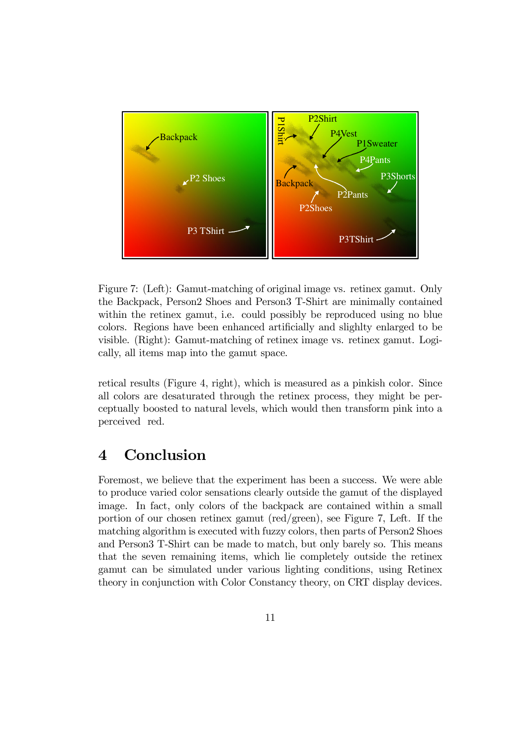Figure 7: (Left): Gamut-matching of original image vs. retinex gamut. Only the Backpack, Person2 Shoes and Person3 T-Shirt are minimally contained within the retinex gamut, i.e. could possibly be reproduced using no blue colors. Regions have been enhanced artificially and slighlty enlarged to be visible. (Right): Gamut-matching of retinex image vs. retinex gamut. Logically, all items map into the gamut space.

retical results (Figure 4, right), which is measured as a pinkish color. Since all colors are desaturated through the retinex process, they might be perceptually boosted to natural levels, which would then transform pink into a perceived red.

## 4 Conclusion

Foremost, we believe that the experiment has been a success. We were able to produce varied color sensations clearly outside the gamut of the displayed image. In fact, only colors of the backpack are contained within a small portion of our chosen retinex gamut (red/green), see Figure 7, Left. If the matching algorithm is executed with fuzzy colors, then parts of Person2 Shoes and Person3 T-Shirt can be made to match, but only barely so. This means that the seven remaining items, which lie completely outside the retinex gamut can be simulated under various lighting conditions, using Retinex theory in conjunction with Color Constancy theory, on CRT display devices.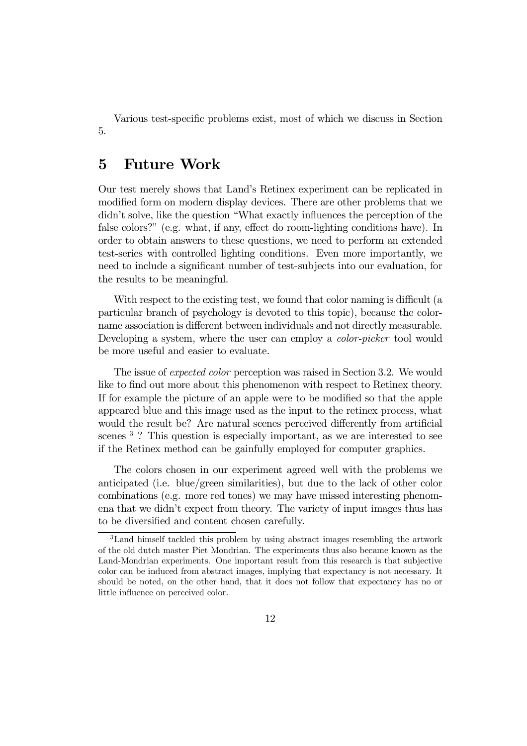Various test-specific problems exist, most of which we discuss in Section 5.

# 5 Future Work

Our test merely shows that Land's Retinex experiment can be replicated in modified form on modern display devices. There are other problems that we didn't solve, like the question "What exactly influences the perception of the false colors?" (e.g. what, if any, effect do room-lighting conditions have). In order to obtain answers to these questions, we need to perform an extended test-series with controlled lighting conditions. Even more importantly, we need to include a significant number of test-subjects into our evaluation, for the results to be meaningful.

With respect to the existing test, we found that color naming is difficult (a particular branch of psychology is devoted to this topic), because the color-name association is different between individuals and not directly measurable. Developing a system, where the user can employ a *color-picker* tool would be more useful and easier to evaluate.

The issue of *expected color* perception was raised in Section 3.2. We would like to find out more about this phenomenon with respect to Retinex theory. If for example the picture of an apple were to be modified so that the apple appeared blue and this image used as the input to the retinex process, what would the result be? Are natural scenes perceived differently from artificial scenes [3] ? This question is especially important, as we are interested to see if the Retinex method can be gainfully employed for computer graphics.

The colors chosen in our experiment agreed well with the problems we anticipated (i.e. blue/green similarities), but due to the lack of other color combinations (e.g. more red tones) we may have missed interesting phenomena that we didn't expect from theory. The variety of input images thus has to be diversified and content chosen carefully.

[3] Land himself tackled this problem by using abstract images resembling the artwork of the old dutch master Piet Mondrian. The experiments thus also became known as the Land-Mondrian experiments. One important result from this research is that subjective color can be induced from abstract images, implying that expectancy is not necessary. It should be noted, on the other hand, that it does not follow that expectancy has no or little influence on perceived color.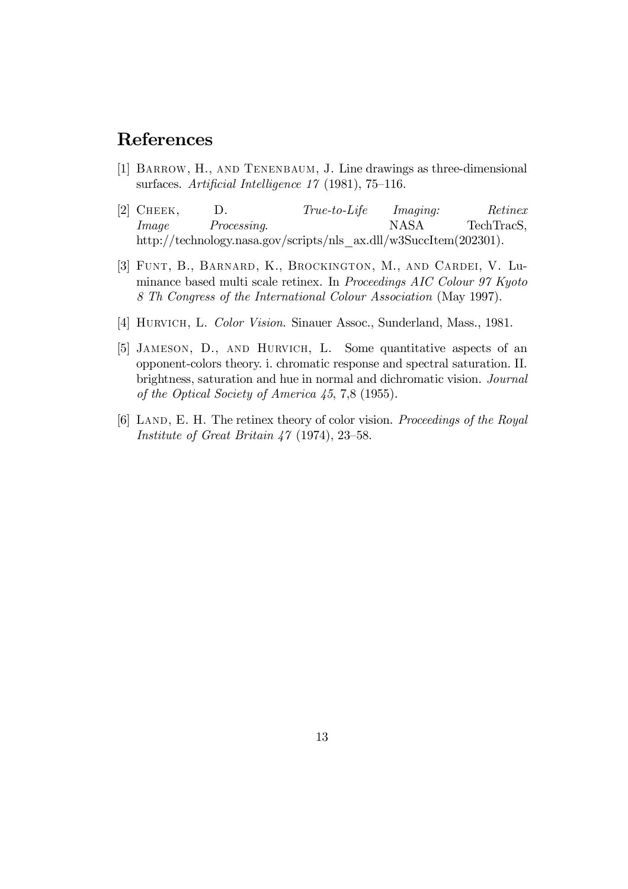## References

[1] Barrow, H., and Tenenbaum, J. Line drawings as three-dimensional surfaces. *Artificial Intelligence 17* (1981), 75–116.

[2] Cheek, D. *True-to-Life Imaging: Retinex Image Processing*. NASA TechTracS, http://technology.nasa.gov/scripts/nls_ax.dll/w3SuccItem(202301).

[3] Funt, B., Barnard, K., Brockington, M., and Cardei, V. Luminance based multi scale retinex. In *Proceedings AIC Colour 97 Kyoto 8 Th Congress of the International Colour Association* (May 1997).

[4] Hurvich, L. *Color Vision*. Sinauer Assoc., Sunderland, Mass., 1981.

[5] Jameson, D., and Hurvich, L. Some quantitative aspects of an opponent-colors theory. i. chromatic response and spectral saturation. II. brightness, saturation and hue in normal and dichromatic vision. *Journal of the Optical Society of America 45*, 7,8 (1955).

[6] Land, E. H. The retinex theory of color vision. *Proceedings of the Royal Institute of Great Britain 47* (1974), 23–58.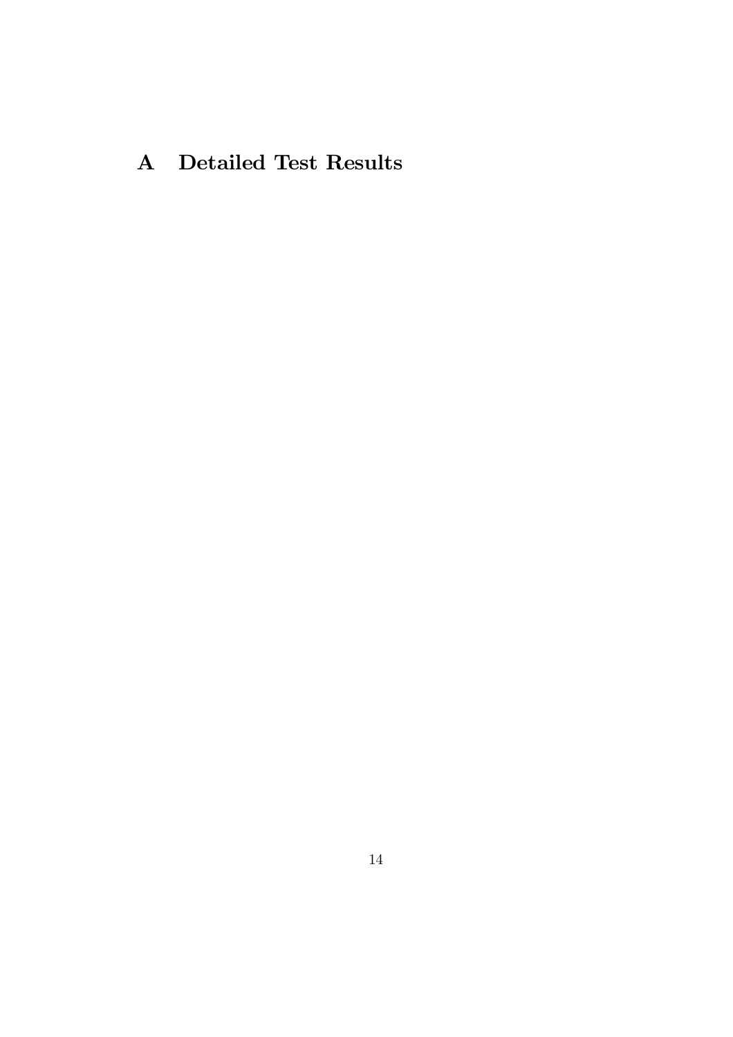# A Detailed Test Results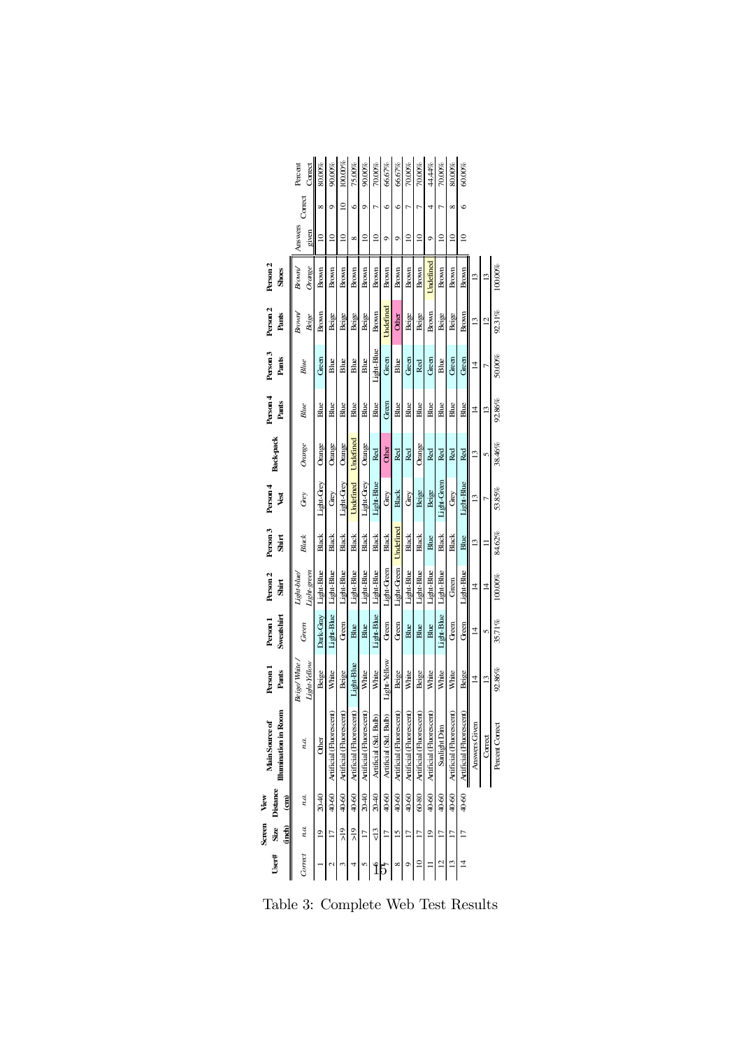| User# | Screen Size (inch) | View Distance (cm) | Main Source of Illumination in Room | Person 1 Pants | Person 1 Sweatshirt | Person 2 Shirt | Person 3 Shirt | Person 4 Vest | Back-pack | Person 4 Pants | Person 3 Pants | Person 2 Pants | Person 2 Shoes | Answers given | Correct | Percent Correct |
|---|---|---|---|---|---|---|---|---|---|---|---|---|---|---|---|---|
| *Correct* | *n.a.* | *n.a.* | *n.a.* | *Beige/ White / Light-Yellow* | *Green* | *Light-blue/ Light-green* | *Black* | *Grey* | *Orange* | *Blue* | *Blue* | *Brown/ Beige* | *Brown/ Orange* | | | |
| 1 | 19 | 20-40 | Other | Beige | Dark-Gray | Light-Blue | Black | Light-Grey | Orange | Blue | Green | Brown | Brown | 10 | 8 | 80.00% |
| 2 | 17 | 40-60 | Artificial (Fluorescent) | White | Light-Blue | Light-Blue | Black | Grey | Orange | Blue | Blue | Beige | Brown | 10 | 9 | 90.00% |
| 3 | >19 | 40-60 | Artificial (Fluorescent) | Beige | Green | Light-Blue | Black | Light-Grey | Orange | Blue | Blue | Beige | Brown | 10 | 10 | 100.00% |
| 4 | >19 | 40-60 | Artificial (Fluorescent) | Light-Blue | Blue | Light-Blue | Black | Undefined | Undefined | Blue | Blue | Beige | Brown | 8 | 6 | 75.00% |
| 5 | 17 | 20-40 | Artificial (Fluorescent) | White | Blue | Light-Blue | Black | Light-Grey | Orange | Blue | Blue | Beige | Brown | 10 | 9 | 90.00% |
| 6 | <13 | 20-40 | Artificial (Std. Bulb) | White | Light-Blue | Light-Blue | Black | Light-Blue | Red | Blue | Light-Blue | Brown | Brown | 10 | 7 | 70.00% |
| 7 | 17 | 40-60 | Artificial (Std. Bulb) | Light-Yellow | Green | Light-Green | Black | Grey | Other | Green | Green | Undefined | Brown | 9 | 6 | 66.67% |
| 8 | 15 | 40-60 | Artificial (Fluorescent) | Beige | Green | Light-Green | Undefined | Black | Red | Blue | Blue | Other | Brown | 9 | 6 | 66.67% |
| 9 | 17 | 40-60 | Artificial (Fluorescent) | White | Blue | Light-Blue | Black | Grey | Red | Blue | Green | Beige | Brown | 10 | 7 | 70.00% |
| 10 | 17 | 60-80 | Artificial (Fluorescent) | Beige | Blue | Light-Blue | Black | Beige | Orange | Blue | Red | Beige | Brown | 10 | 7 | 70.00% |
| 11 | 19 | 40-60 | Artificial (Fluorescent) | White | Blue | Light-Blue | Blue | Beige | Red | Blue | Green | Brown | Undefined | 9 | 4 | 44.44% |
| 12 | 17 | 40-60 | Sunlight Dim | White | Light-Blue | Light-Blue | Black | Light-Green | Red | Blue | Blue | Beige | Brown | 10 | 7 | 70.00% |
| 13 | 17 | 40-60 | Artificial (Fluorescent) | White | Green | Green | Black | Grey | Red | Blue | Green | Beige | Brown | 10 | 8 | 80.00% |
| 14 | 17 | 40-60 | Artificial (Fluorescent) | Beige | Green | Light-Blue | Blue | Light-Blue | Red | Blue | Green | Brown | Brown | 10 | 6 | 60.00% |
| | | | Answers Given | 14 | 14 | 14 | 13 | 13 | 13 | 14 | 14 | 13 | 13 | | | |
| | | | Correct | 13 | 5 | 14 | 11 | 7 | 5 | 13 | 7 | 12 | 13 | | | |
| | | | Percent Correct | 92.86% | 35.71% | 100.00% | 84.62% | 53.85% | 38.46% | 92.86% | 50.00% | 92.31% | 100.00% | | | |

Table 3: Complete Web Test Results